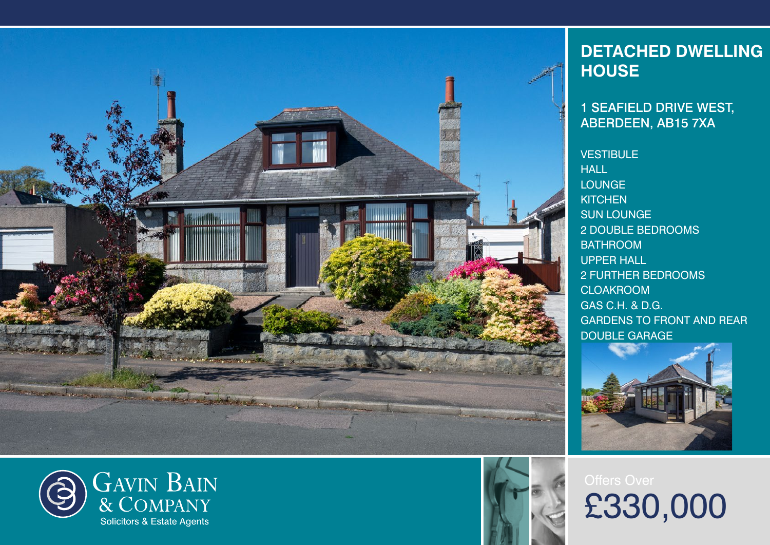# DETACHED DWELLING HOUSE

## 1 SEAFIELD DRIVE WEST, ABERDEEN, AB15 7XA

- VESTIBULE
- HALL
- LOUNGE
- KITCHEN
- SUN LOUNGE
- 2 DOUBLE BEDROOMS
- BATHROOM
- UPPER HALL
- 2 FURTHER BEDROOMS
- CLOAKROOM
- GAS C.H. & D.G.
- GARDENS TO FRONT AND REAR
- DOUBLE GARAGE

Offers Over

**£330,000**

GAVIN BAIN & COMPANY
Solicitors & Estate Agents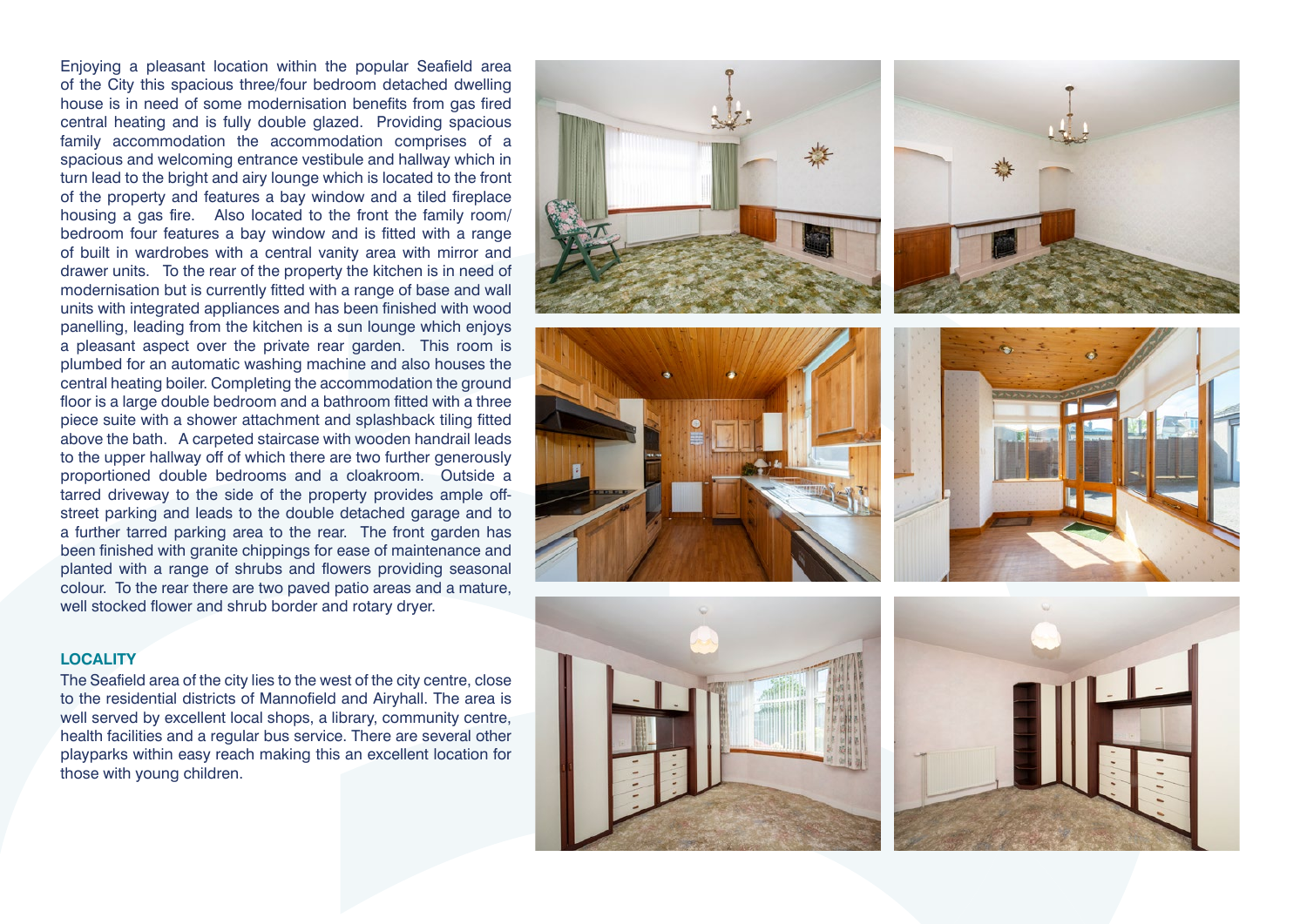Enjoying a pleasant location within the popular Seafield area of the City this spacious three/four bedroom detached dwelling house is in need of some modernisation benefits from gas fired central heating and is fully double glazed. Providing spacious family accommodation the accommodation comprises of a spacious and welcoming entrance vestibule and hallway which in turn lead to the bright and airy lounge which is located to the front of the property and features a bay window and a tiled fireplace housing a gas fire. Also located to the front the family room/ bedroom four features a bay window and is fitted with a range of built in wardrobes with a central vanity area with mirror and drawer units. To the rear of the property the kitchen is in need of modernisation but is currently fitted with a range of base and wall units with integrated appliances and has been finished with wood panelling, leading from the kitchen is a sun lounge which enjoys a pleasant aspect over the private rear garden. This room is plumbed for an automatic washing machine and also houses the central heating boiler. Completing the accommodation the ground floor is a large double bedroom and a bathroom fitted with a three piece suite with a shower attachment and splashback tiling fitted above the bath. A carpeted staircase with wooden handrail leads to the upper hallway off of which there are two further generously proportioned double bedrooms and a cloakroom. Outside a tarred driveway to the side of the property provides ample off-street parking and leads to the double detached garage and to a further tarred parking area to the rear. The front garden has been finished with granite chippings for ease of maintenance and planted with a range of shrubs and flowers providing seasonal colour. To the rear there are two paved patio areas and a mature, well stocked flower and shrub border and rotary dryer.

### LOCALITY

The Seafield area of the city lies to the west of the city centre, close to the residential districts of Mannofield and Airyhall. The area is well served by excellent local shops, a library, community centre, health facilities and a regular bus service. There are several other playparks within easy reach making this an excellent location for those with young children.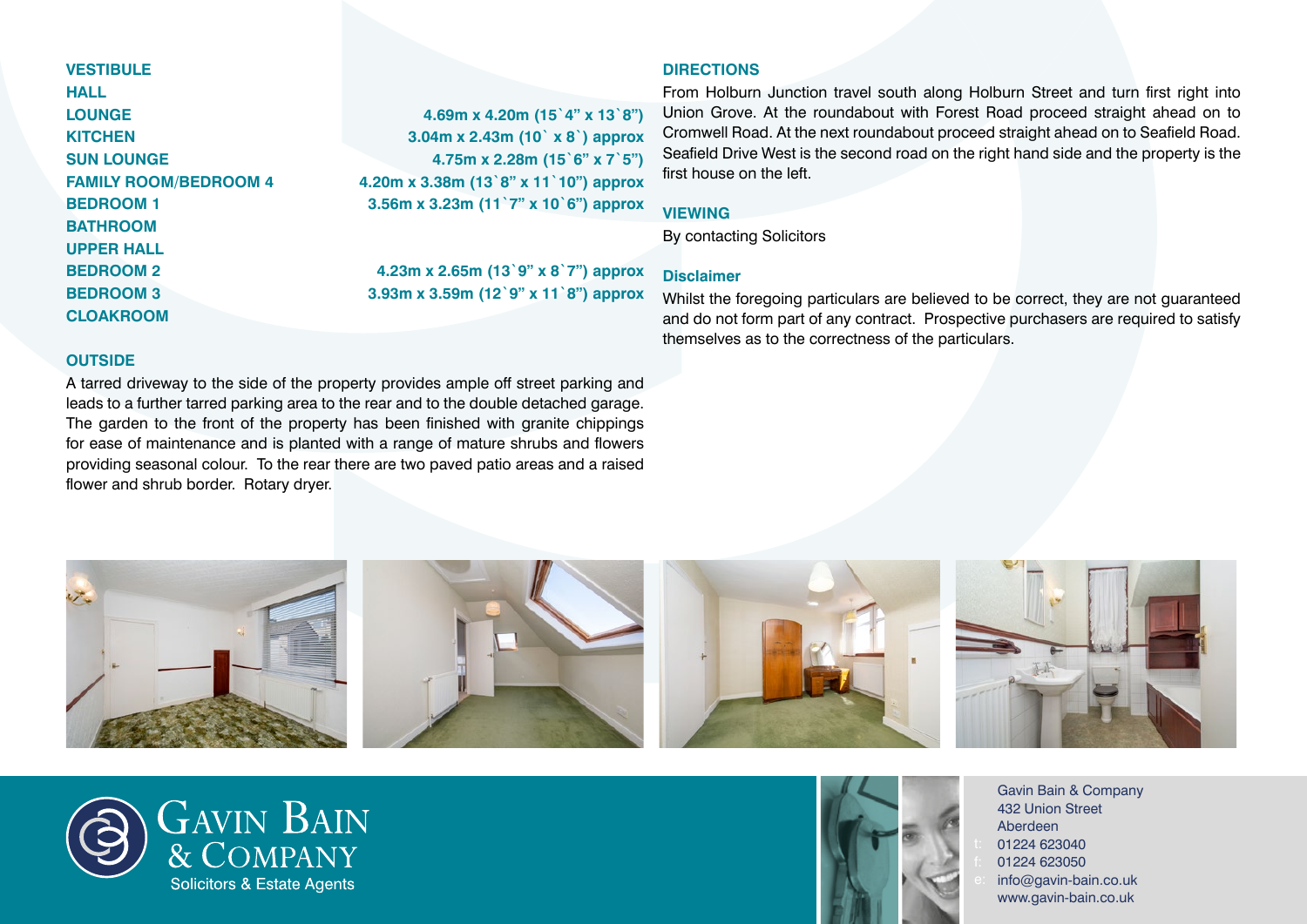| Room | Dimensions |
|---|---|
| **VESTIBULE** | |
| **HALL** | |
| **LOUNGE** | **4.69m x 4.20m (15`4" x 13`8")** |
| **KITCHEN** | **3.04m x 2.43m (10` x 8`) approx** |
| **SUN LOUNGE** | **4.75m x 2.28m (15`6" x 7`5")** |
| **FAMILY ROOM/BEDROOM 4** | **4.20m x 3.38m (13`8" x 11`10") approx** |
| **BEDROOM 1** | **3.56m x 3.23m (11`7" x 10`6") approx** |
| **BATHROOM** | |
| **UPPER HALL** | |
| **BEDROOM 2** | **4.23m x 2.65m (13`9" x 8`7") approx** |
| **BEDROOM 3** | **3.93m x 3.59m (12`9" x 11`8") approx** |
| **CLOAKROOM** | |

## OUTSIDE

A tarred driveway to the side of the property provides ample off street parking and leads to a further tarred parking area to the rear and to the double detached garage. The garden to the front of the property has been finished with granite chippings for ease of maintenance and is planted with a range of mature shrubs and flowers providing seasonal colour. To the rear there are two paved patio areas and a raised flower and shrub border. Rotary dryer.

## DIRECTIONS

From Holburn Junction travel south along Holburn Street and turn first right into Union Grove. At the roundabout with Forest Road proceed straight ahead on to Cromwell Road. At the next roundabout proceed straight ahead on to Seafield Road. Seafield Drive West is the second road on the right hand side and the property is the first house on the left.

## VIEWING

By contacting Solicitors

## Disclaimer

Whilst the foregoing particulars are believed to be correct, they are not guaranteed and do not form part of any contract. Prospective purchasers are required to satisfy themselves as to the correctness of the particulars.

GAVIN BAIN & COMPANY
Solicitors & Estate Agents

Gavin Bain & Company
432 Union Street
Aberdeen
t: 01224 623040
f: 01224 623050
e: info@gavin-bain.co.uk
www.gavin-bain.co.uk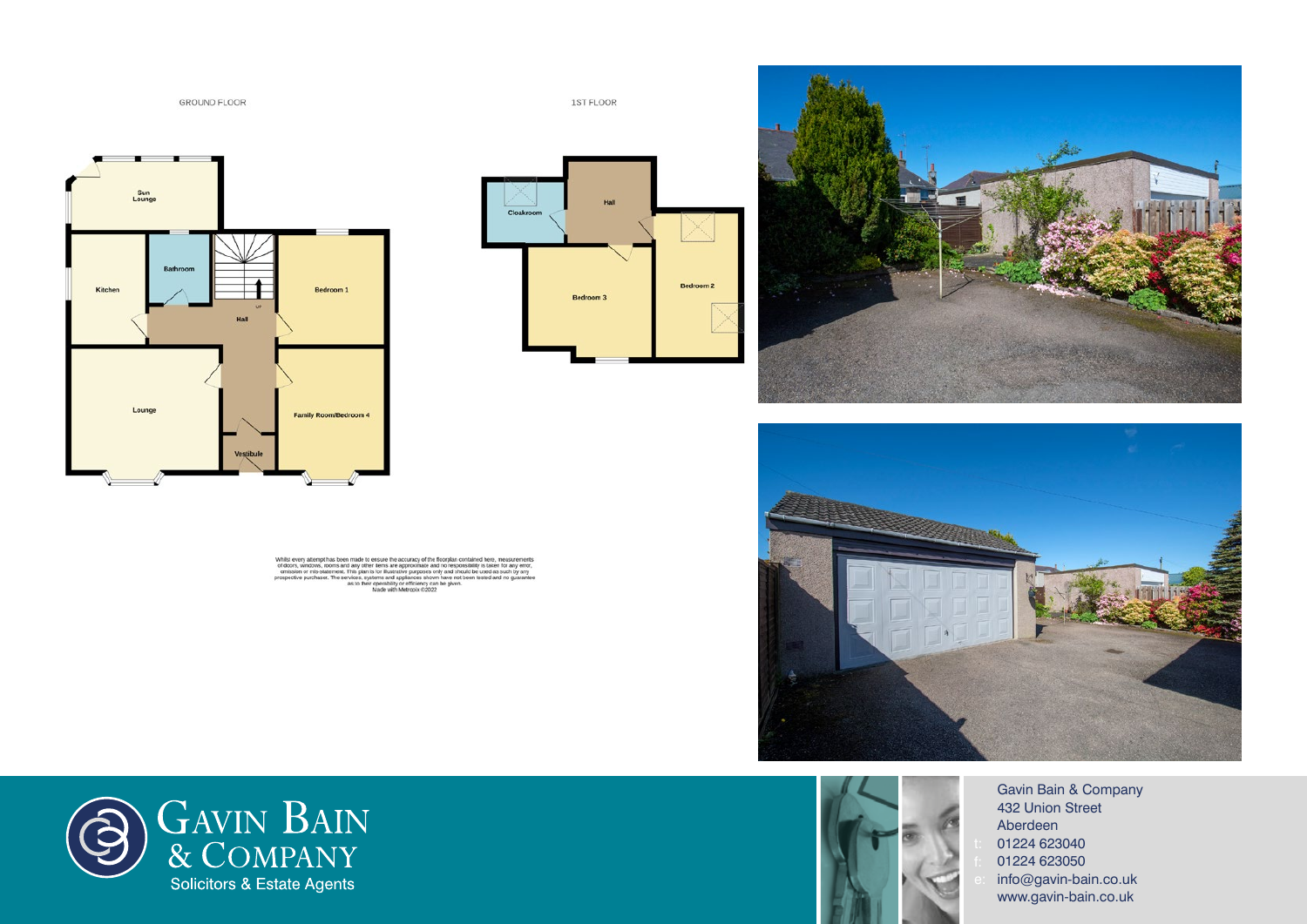GROUND FLOOR

Sun Lounge

Kitchen

Bathroom

Bedroom 1

Hall

Lounge

Family Room/Bedroom 4

Vestibule

1ST FLOOR

Cloakroom

Hall

Bedroom 3

Bedroom 2

Whilst every attempt has been made to ensure the accuracy of the floorplan contained here, measurements of doors, windows, rooms and any other items are approximate and no responsibility is taken for any error, omission or mis-statement. This plan is for illustrative purposes only and should be used as such by any prospective purchaser. The services, systems and appliances shown have not been tested and no guarantee as to their operability or efficiency can be given.
Made with Metropix ©2022

Gavin Bain & Company
Solicitors & Estate Agents

Gavin Bain & Company
432 Union Street
Aberdeen
t: 01224 623040
f: 01224 623050
e: info@gavin-bain.co.uk
www.gavin-bain.co.uk